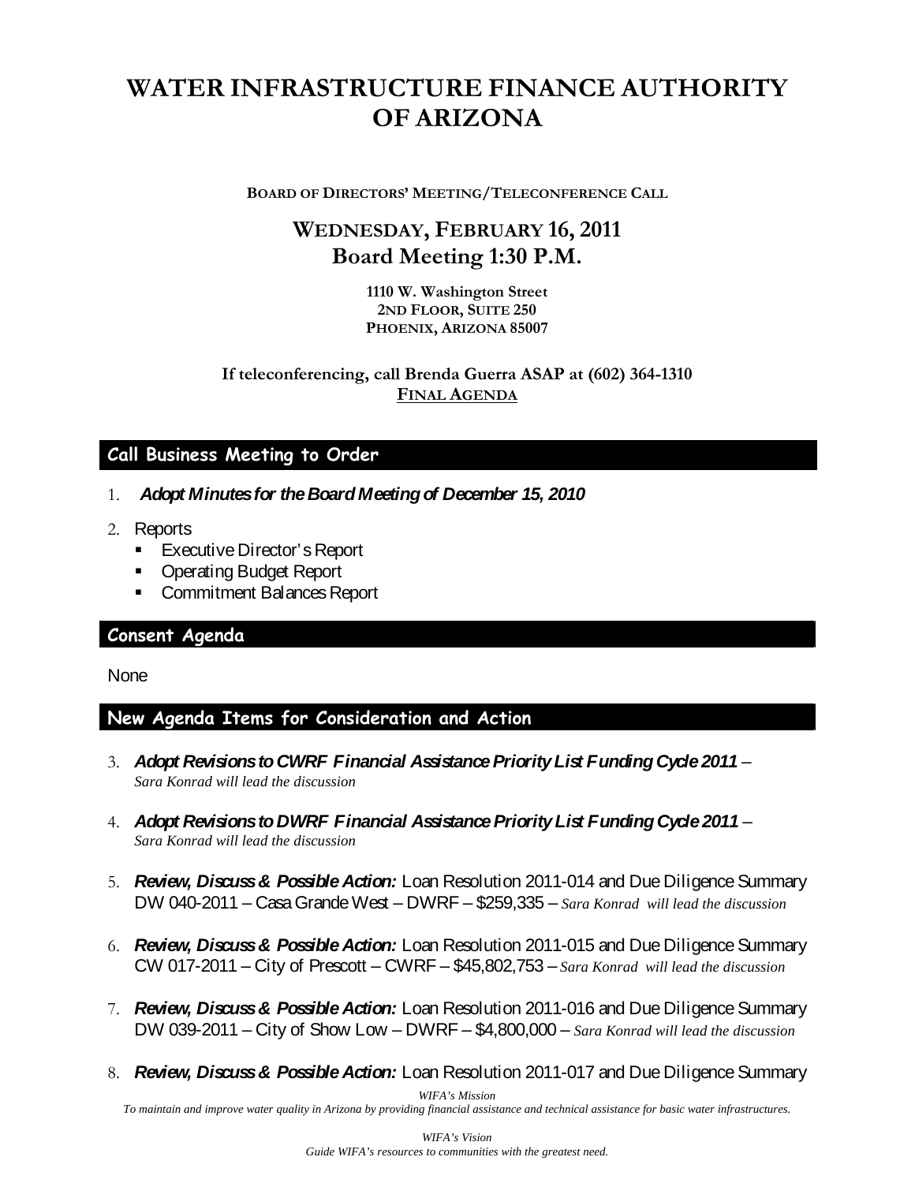# WATER INFRASTRUCTURE FINANCE AUTHORITY OF ARIZONA

**BOARD OF DIRECTORS' MEETING/TELECONFERENCE CALL**

## WEDNESDAY, FEBRUARY 16, 2011
## Board Meeting 1:30 P.M.

**1110 W. Washington Street**
**2ND FLOOR, SUITE 250**
**PHOENIX, ARIZONA 85007**

**If teleconferencing, call Brenda Guerra ASAP at (602) 364-1310**
**FINAL AGENDA**

### Call Business Meeting to Order

1. ***Adopt Minutes for the Board Meeting of December 15, 2010***
2. Reports
   - Executive Director's Report
   - Operating Budget Report
   - Commitment Balances Report

### Consent Agenda

None

### New Agenda Items for Consideration and Action

3. ***Adopt Revisions to CWRF Financial Assistance Priority List Funding Cycle 2011*** – *Sara Konrad will lead the discussion*
4. ***Adopt Revisions to DWRF Financial Assistance Priority List Funding Cycle 2011*** – *Sara Konrad will lead the discussion*
5. ***Review, Discuss & Possible Action:*** Loan Resolution 2011-014 and Due Diligence Summary DW 040-2011 – Casa Grande West – DWRF – $259,335 – *Sara Konrad will lead the discussion*
6. ***Review, Discuss & Possible Action:*** Loan Resolution 2011-015 and Due Diligence Summary CW 017-2011 – City of Prescott – CWRF – $45,802,753 – *Sara Konrad will lead the discussion*
7. ***Review, Discuss & Possible Action:*** Loan Resolution 2011-016 and Due Diligence Summary DW 039-2011 – City of Show Low – DWRF – $4,800,000 – *Sara Konrad will lead the discussion*
8. ***Review, Discuss & Possible Action:*** Loan Resolution 2011-017 and Due Diligence Summary

*WIFA's Mission*
*To maintain and improve water quality in Arizona by providing financial assistance and technical assistance for basic water infrastructures.*

*WIFA's Vision*
*Guide WIFA's resources to communities with the greatest need.*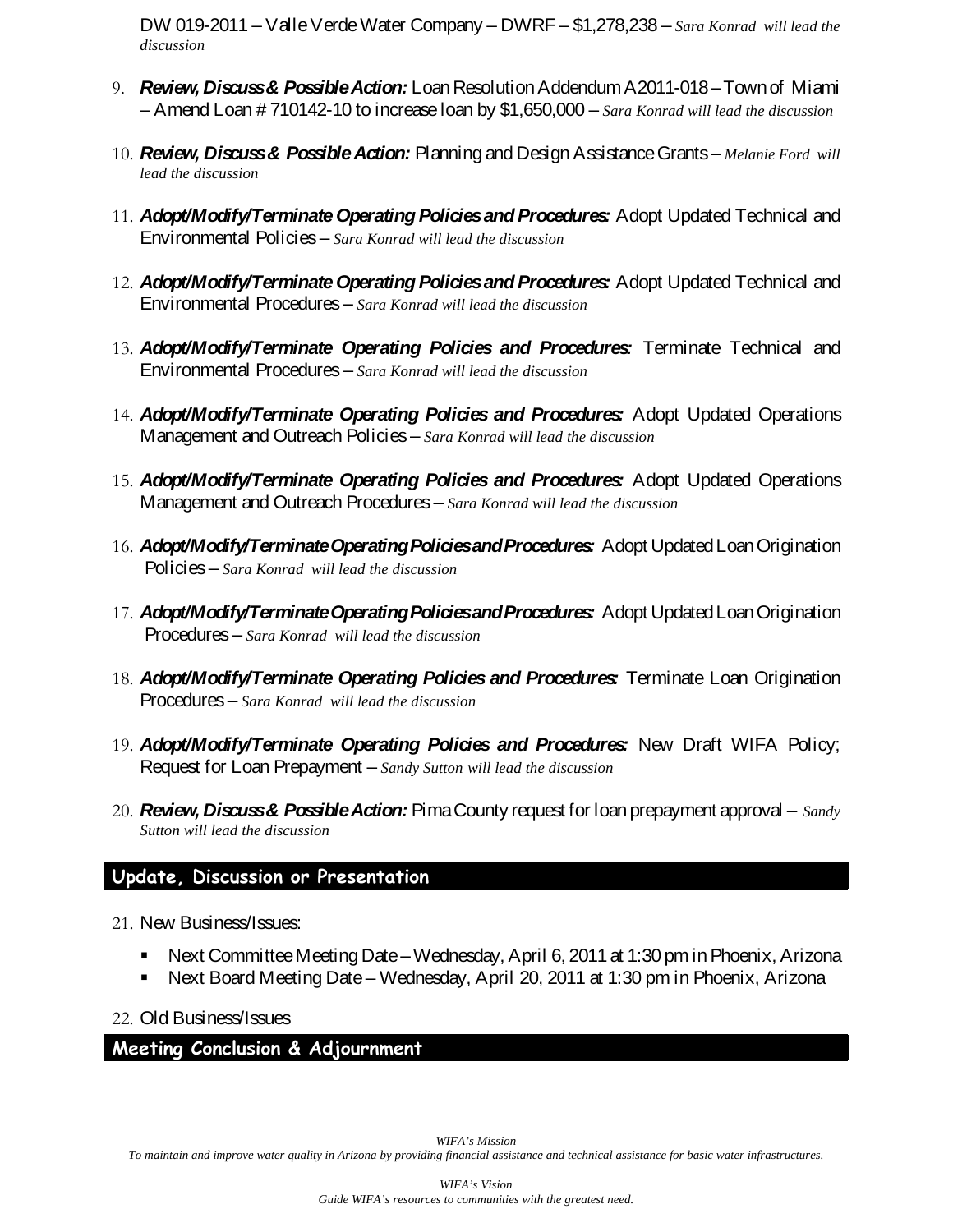DW 019-2011 – Valle Verde Water Company – DWRF – $1,278,238 – *Sara Konrad will lead the discussion*

9. ***Review, Discuss & Possible Action:*** Loan Resolution Addendum A2011-018 – Town of Miami – Amend Loan # 710142-10 to increase loan by $1,650,000 – *Sara Konrad will lead the discussion*

10. ***Review, Discuss & Possible Action:*** Planning and Design Assistance Grants – *Melanie Ford will lead the discussion*

11. ***Adopt/Modify/Terminate Operating Policies and Procedures:*** Adopt Updated Technical and Environmental Policies – *Sara Konrad will lead the discussion*

12. ***Adopt/Modify/Terminate Operating Policies and Procedures:*** Adopt Updated Technical and Environmental Procedures – *Sara Konrad will lead the discussion*

13. ***Adopt/Modify/Terminate Operating Policies and Procedures:*** Terminate Technical and Environmental Procedures – *Sara Konrad will lead the discussion*

14. ***Adopt/Modify/Terminate Operating Policies and Procedures:*** Adopt Updated Operations Management and Outreach Policies – *Sara Konrad will lead the discussion*

15. ***Adopt/Modify/Terminate Operating Policies and Procedures:*** Adopt Updated Operations Management and Outreach Procedures – *Sara Konrad will lead the discussion*

16. ***Adopt/Modify/Terminate Operating Policies and Procedures:*** Adopt Updated Loan Origination Policies – *Sara Konrad will lead the discussion*

17. ***Adopt/Modify/Terminate Operating Policies and Procedures:*** Adopt Updated Loan Origination Procedures – *Sara Konrad will lead the discussion*

18. ***Adopt/Modify/Terminate Operating Policies and Procedures:*** Terminate Loan Origination Procedures – *Sara Konrad will lead the discussion*

19. ***Adopt/Modify/Terminate Operating Policies and Procedures:*** New Draft WIFA Policy; Request for Loan Prepayment – *Sandy Sutton will lead the discussion*

20. ***Review, Discuss & Possible Action:*** Pima County request for loan prepayment approval – *Sandy Sutton will lead the discussion*

## Update, Discussion or Presentation

21. New Business/Issues:
    - Next Committee Meeting Date – Wednesday, April 6, 2011 at 1:30 pm in Phoenix, Arizona
    - Next Board Meeting Date – Wednesday, April 20, 2011 at 1:30 pm in Phoenix, Arizona

22. Old Business/Issues

## Meeting Conclusion & Adjournment

*WIFA's Mission*
*To maintain and improve water quality in Arizona by providing financial assistance and technical assistance for basic water infrastructures.*

*WIFA's Vision*
*Guide WIFA's resources to communities with the greatest need.*